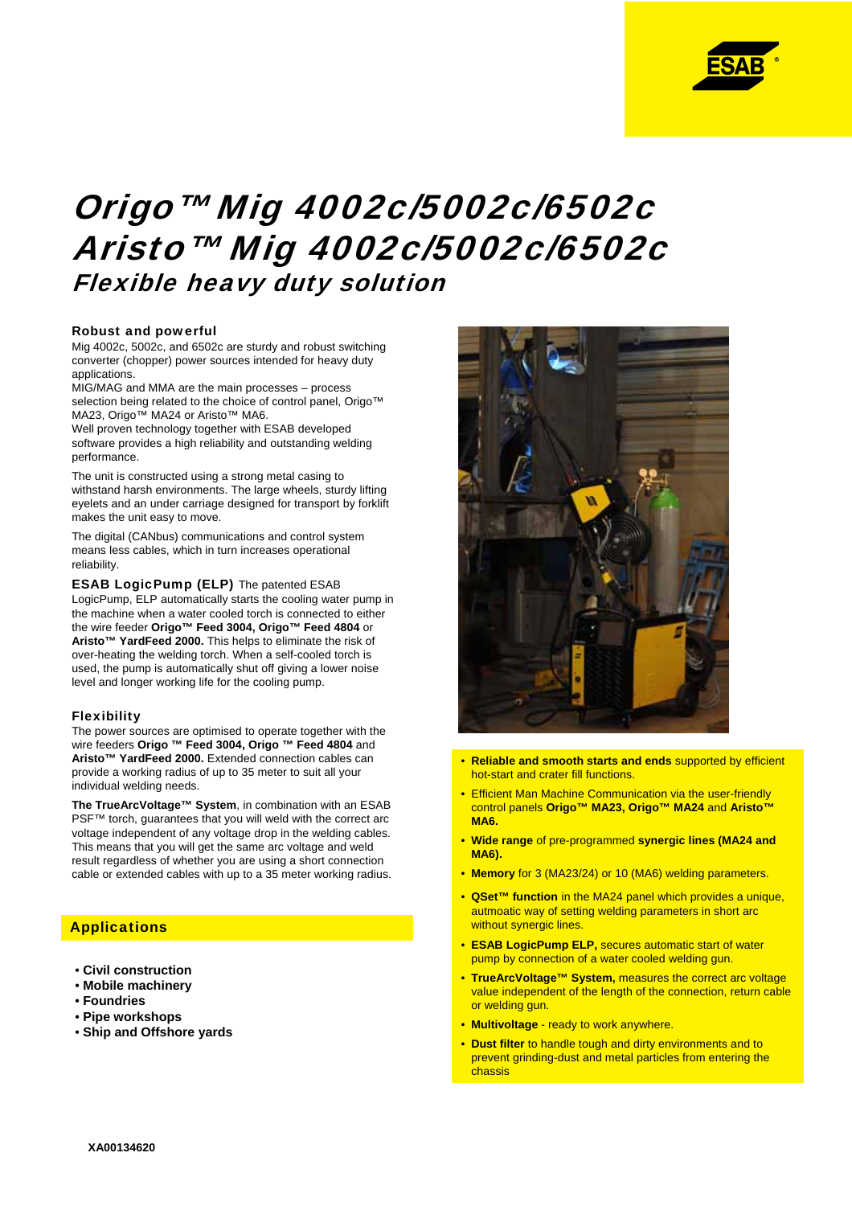# Origo™ Mig 4002c/5002c/6502c
# Aristo™ Mig 4002c/5002c/6502c

## Flexible heavy duty solution

### Robust and powerful

Mig 4002c, 5002c, and 6502c are sturdy and robust switching converter (chopper) power sources intended for heavy duty applications.
MIG/MAG and MMA are the main processes – process selection being related to the choice of control panel, Origo™ MA23, Origo™ MA24 or Aristo™ MA6.
Well proven technology together with ESAB developed software provides a high reliability and outstanding welding performance.

The unit is constructed using a strong metal casing to withstand harsh environments. The large wheels, sturdy lifting eyelets and an under carriage designed for transport by forklift makes the unit easy to move.

The digital (CANbus) communications and control system means less cables, which in turn increases operational reliability.

**ESAB LogicPump (ELP)** The patented ESAB LogicPump, ELP automatically starts the cooling water pump in the machine when a water cooled torch is connected to either the wire feeder **Origo™ Feed 3004, Origo™ Feed 4804** or **Aristo™ YardFeed 2000.** This helps to eliminate the risk of over-heating the welding torch. When a self-cooled torch is used, the pump is automatically shut off giving a lower noise level and longer working life for the cooling pump.

### Flexibility

The power sources are optimised to operate together with the wire feeders **Origo ™ Feed 3004, Origo ™ Feed 4804** and **Aristo™ YardFeed 2000.** Extended connection cables can provide a working radius of up to 35 meter to suit all your individual welding needs.

**The TrueArcVoltage™ System**, in combination with an ESAB PSF™ torch, guarantees that you will weld with the correct arc voltage independent of any voltage drop in the welding cables. This means that you will get the same arc voltage and weld result regardless of whether you are using a short connection cable or extended cables with up to a 35 meter working radius.

### Applications

- **Civil construction**
- **Mobile machinery**
- **Foundries**
- **Pipe workshops**
- **Ship and Offshore yards**

- **Reliable and smooth starts and ends** supported by efficient hot-start and crater fill functions.
- Efficient Man Machine Communication via the user-friendly control panels **Origo™ MA23, Origo™ MA24** and **Aristo™ MA6.**
- **Wide range** of pre-programmed **synergic lines (MA24 and MA6).**
- **Memory** for 3 (MA23/24) or 10 (MA6) welding parameters.
- **QSet™ function** in the MA24 panel which provides a unique, autmoatic way of setting welding parameters in short arc without synergic lines.
- **ESAB LogicPump ELP,** secures automatic start of water pump by connection of a water cooled welding gun.
- **TrueArcVoltage™ System,** measures the correct arc voltage value independent of the length of the connection, return cable or welding gun.
- **Multivoltage** - ready to work anywhere.
- **Dust filter** to handle tough and dirty environments and to prevent grinding-dust and metal particles from entering the chassis

XA00134620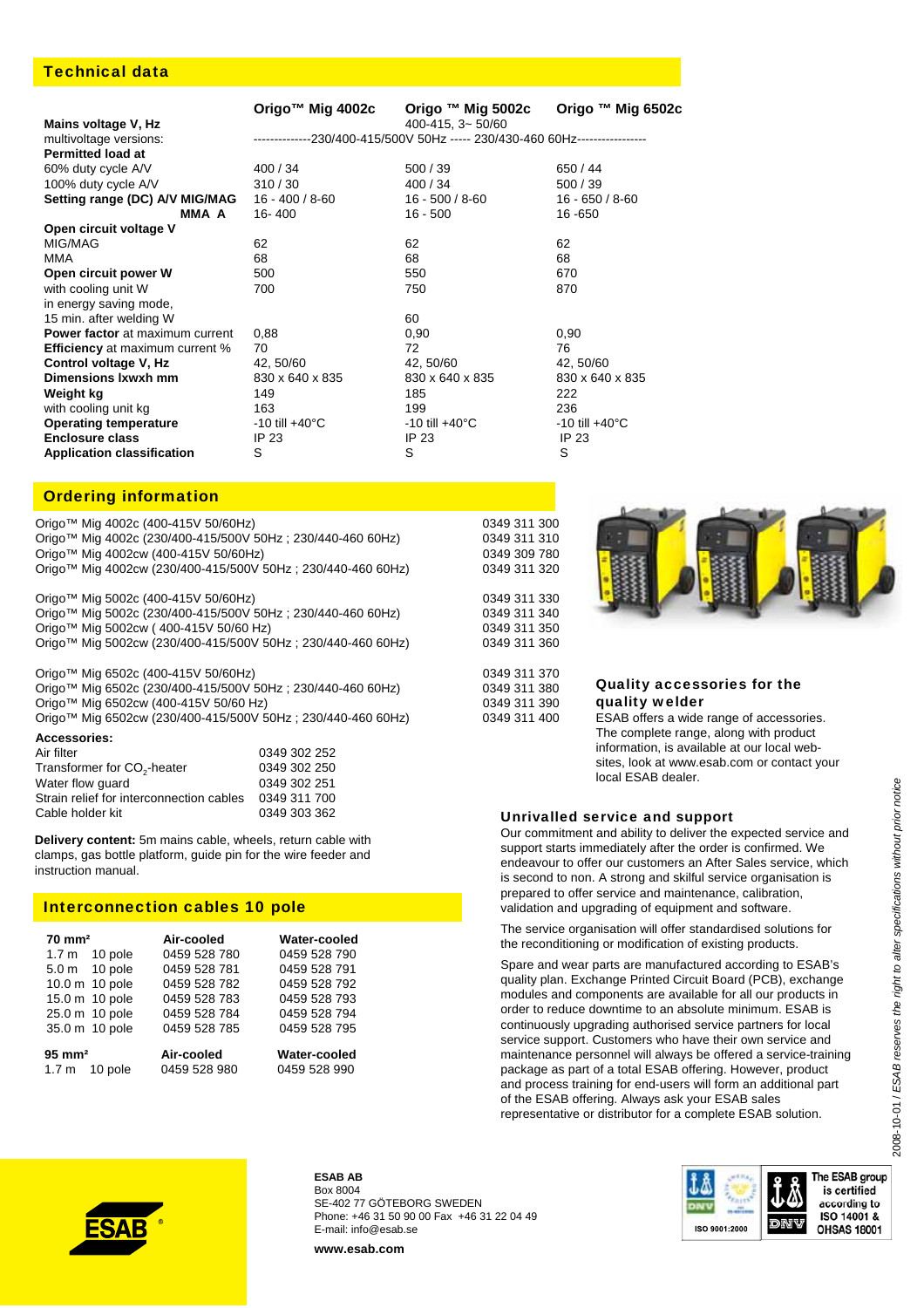## Technical data

| | Origo™ Mig 4002c | Origo ™ Mig 5002c | Origo ™ Mig 6502c |
|---|---|---|---|
| **Mains voltage V, Hz** | | 400-415, 3~ 50/60 | |
| multivoltage versions: | --------------230/400-415/500V 50Hz ----- 230/430-460 60Hz----------------- | | |
| **Permitted load at** | | | |
| 60% duty cycle A/V | 400 / 34 | 500 / 39 | 650 / 44 |
| 100% duty cycle A/V | 310 / 30 | 400 / 34 | 500 / 39 |
| **Setting range (DC) A/V MIG/MAG** | 16 - 400 / 8-60 | 16 - 500 / 8-60 | 16 - 650 / 8-60 |
| **MMA A** | 16- 400 | 16 - 500 | 16 -650 |
| **Open circuit voltage V** | | | |
| MIG/MAG | 62 | 62 | 62 |
| MMA | 68 | 68 | 68 |
| **Open circuit power W** | 500 | 550 | 670 |
| with cooling unit W | 700 | 750 | 870 |
| in energy saving mode, 15 min. after welding W | | 60 | |
| **Power factor** at maximum current | 0,88 | 0,90 | 0,90 |
| **Efficiency** at maximum current % | 70 | 72 | 76 |
| **Control voltage V, Hz** | 42, 50/60 | 42, 50/60 | 42, 50/60 |
| **Dimensions lxwxh mm** | 830 x 640 x 835 | 830 x 640 x 835 | 830 x 640 x 835 |
| **Weight kg** | 149 | 185 | 222 |
| with cooling unit kg | 163 | 199 | 236 |
| **Operating temperature** | -10 till +40°C | -10 till +40°C | -10 till +40°C |
| **Enclosure class** | IP 23 | IP 23 | IP 23 |
| **Application classification** | S | S | S |

## Ordering information

| | |
|---|---|
| Origo™ Mig 4002c (400-415V 50/60Hz) | 0349 311 300 |
| Origo™ Mig 4002c (230/400-415/500V 50Hz ; 230/440-460 60Hz) | 0349 311 310 |
| Origo™ Mig 4002cw (400-415V 50/60Hz) | 0349 309 780 |
| Origo™ Mig 4002cw (230/400-415/500V 50Hz ; 230/440-460 60Hz) | 0349 311 320 |
| Origo™ Mig 5002c (400-415V 50/60Hz) | 0349 311 330 |
| Origo™ Mig 5002c (230/400-415/500V 50Hz ; 230/440-460 60Hz) | 0349 311 340 |
| Origo™ Mig 5002cw ( 400-415V 50/60 Hz) | 0349 311 350 |
| Origo™ Mig 5002cw (230/400-415/500V 50Hz ; 230/440-460 60Hz) | 0349 311 360 |
| Origo™ Mig 6502c (400-415V 50/60Hz) | 0349 311 370 |
| Origo™ Mig 6502c (230/400-415/500V 50Hz ; 230/440-460 60Hz) | 0349 311 380 |
| Origo™ Mig 6502cw (400-415V 50/60 Hz) | 0349 311 390 |
| Origo™ Mig 6502cw (230/400-415/500V 50Hz ; 230/440-460 60Hz) | 0349 311 400 |

**Accessories:**

| | |
|---|---|
| Air filter | 0349 302 252 |
| Transformer for $CO_2$-heater | 0349 302 250 |
| Water flow guard | 0349 302 251 |
| Strain relief for interconnection cables | 0349 311 700 |
| Cable holder kit | 0349 303 362 |

**Delivery content:** 5m mains cable, wheels, return cable with clamps, gas bottle platform, guide pin for the wire feeder and instruction manual.

## Interconnection cables 10 pole

| 70 mm² | Air-cooled | Water-cooled |
|---|---|---|
| 1.7 m 10 pole | 0459 528 780 | 0459 528 790 |
| 5.0 m 10 pole | 0459 528 781 | 0459 528 791 |
| 10.0 m 10 pole | 0459 528 782 | 0459 528 792 |
| 15.0 m 10 pole | 0459 528 783 | 0459 528 793 |
| 25.0 m 10 pole | 0459 528 784 | 0459 528 794 |
| 35.0 m 10 pole | 0459 528 785 | 0459 528 795 |

| 95 mm² | Air-cooled | Water-cooled |
|---|---|---|
| 1.7 m 10 pole | 0459 528 980 | 0459 528 990 |

### Quality accessories for the quality welder

ESAB offers a wide range of accessories. The complete range, along with product information, is available at our local websites, look at www.esab.com or contact your local ESAB dealer.

### Unrivalled service and support

Our commitment and ability to deliver the expected service and support starts immediately after the order is confirmed. We endeavour to offer our customers an After Sales service, which is second to non. A strong and skilful service organisation is prepared to offer service and maintenance, calibration, validation and upgrading of equipment and software.

The service organisation will offer standardised solutions for the reconditioning or modification of existing products.

Spare and wear parts are manufactured according to ESAB's quality plan. Exchange Printed Circuit Board (PCB), exchange modules and components are available for all our products in order to reduce downtime to an absolute minimum. ESAB is continuously upgrading authorised service partners for local service support. Customers who have their own service and maintenance personnel will always be offered a service-training package as part of a total ESAB offering. However, product and process training for end-users will form an additional part of the ESAB offering. Always ask your ESAB sales representative or distributor for a complete ESAB solution.

*2008-10-01 / ESAB reserves the right to alter specifications without prior notice*

**ESAB AB**
Box 8004
SE-402 77 GÖTEBORG SWEDEN
Phone: +46 31 50 90 00 Fax +46 31 22 04 49
E-mail: info@esab.se

**www.esab.com**

ISO 9001:2000

The ESAB group is certified according to ISO 14001 & OHSAS 18001